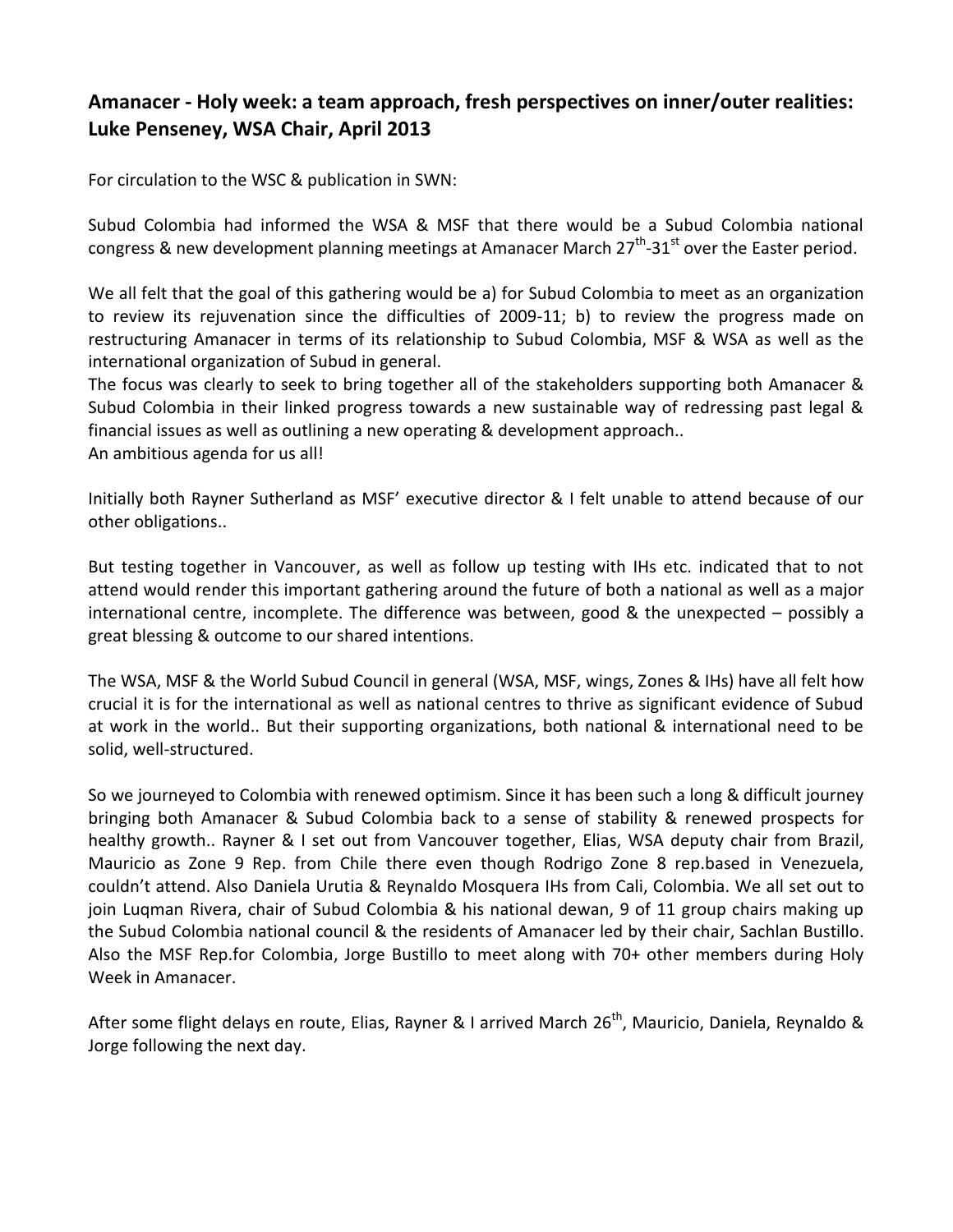## Amanacer - Holy week: a team approach, fresh perspectives on inner/outer realities: Luke Penseney, WSA Chair, April 2013

For circulation to the WSC & publication in SWN:

Subud Colombia had informed the WSA & MSF that there would be a Subud Colombia national congress & new development planning meetings at Amanacer March 27th-31st over the Easter period.

We all felt that the goal of this gathering would be a) for Subud Colombia to meet as an organization to review its rejuvenation since the difficulties of 2009-11; b) to review the progress made on restructuring Amanacer in terms of its relationship to Subud Colombia, MSF & WSA as well as the international organization of Subud in general.
The focus was clearly to seek to bring together all of the stakeholders supporting both Amanacer & Subud Colombia in their linked progress towards a new sustainable way of redressing past legal & financial issues as well as outlining a new operating & development approach..
An ambitious agenda for us all!

Initially both Rayner Sutherland as MSF' executive director & I felt unable to attend because of our other obligations..

But testing together in Vancouver, as well as follow up testing with IHs etc. indicated that to not attend would render this important gathering around the future of both a national as well as a major international centre, incomplete. The difference was between, good & the unexpected – possibly a great blessing & outcome to our shared intentions.

The WSA, MSF & the World Subud Council in general (WSA, MSF, wings, Zones & IHs) have all felt how crucial it is for the international as well as national centres to thrive as significant evidence of Subud at work in the world.. But their supporting organizations, both national & international need to be solid, well-structured.

So we journeyed to Colombia with renewed optimism. Since it has been such a long & difficult journey bringing both Amanacer & Subud Colombia back to a sense of stability & renewed prospects for healthy growth.. Rayner & I set out from Vancouver together, Elias, WSA deputy chair from Brazil, Mauricio as Zone 9 Rep. from Chile there even though Rodrigo Zone 8 rep.based in Venezuela, couldn't attend. Also Daniela Urutia & Reynaldo Mosquera IHs from Cali, Colombia. We all set out to join Luqman Rivera, chair of Subud Colombia & his national dewan, 9 of 11 group chairs making up the Subud Colombia national council & the residents of Amanacer led by their chair, Sachlan Bustillo. Also the MSF Rep.for Colombia, Jorge Bustillo to meet along with 70+ other members during Holy Week in Amanacer.

After some flight delays en route, Elias, Rayner & I arrived March 26th, Mauricio, Daniela, Reynaldo & Jorge following the next day.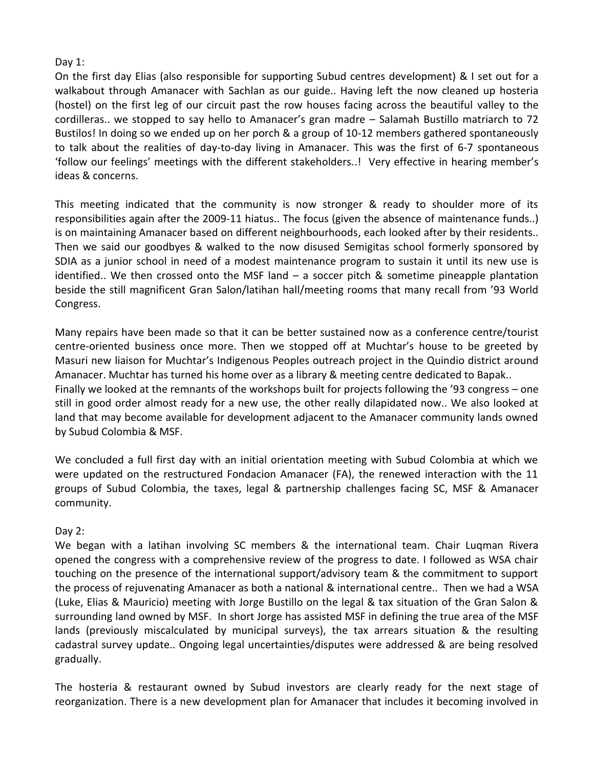Day 1:

On the first day Elias (also responsible for supporting Subud centres development) & I set out for a walkabout through Amanacer with Sachlan as our guide.. Having left the now cleaned up hosteria (hostel) on the first leg of our circuit past the row houses facing across the beautiful valley to the cordilleras.. we stopped to say hello to Amanacer's gran madre – Salamah Bustillo matriarch to 72 Bustilos! In doing so we ended up on her porch & a group of 10-12 members gathered spontaneously to talk about the realities of day-to-day living in Amanacer. This was the first of 6-7 spontaneous 'follow our feelings' meetings with the different stakeholders..! Very effective in hearing member's ideas & concerns.

This meeting indicated that the community is now stronger & ready to shoulder more of its responsibilities again after the 2009-11 hiatus.. The focus (given the absence of maintenance funds..) is on maintaining Amanacer based on different neighbourhoods, each looked after by their residents.. Then we said our goodbyes & walked to the now disused Semigitas school formerly sponsored by SDIA as a junior school in need of a modest maintenance program to sustain it until its new use is identified.. We then crossed onto the MSF land – a soccer pitch & sometime pineapple plantation beside the still magnificent Gran Salon/latihan hall/meeting rooms that many recall from '93 World Congress.

Many repairs have been made so that it can be better sustained now as a conference centre/tourist centre-oriented business once more. Then we stopped off at Muchtar's house to be greeted by Masuri new liaison for Muchtar's Indigenous Peoples outreach project in the Quindio district around Amanacer. Muchtar has turned his home over as a library & meeting centre dedicated to Bapak..
Finally we looked at the remnants of the workshops built for projects following the '93 congress – one still in good order almost ready for a new use, the other really dilapidated now.. We also looked at land that may become available for development adjacent to the Amanacer community lands owned by Subud Colombia & MSF.

We concluded a full first day with an initial orientation meeting with Subud Colombia at which we were updated on the restructured Fondacion Amanacer (FA), the renewed interaction with the 11 groups of Subud Colombia, the taxes, legal & partnership challenges facing SC, MSF & Amanacer community.

Day 2:

We began with a latihan involving SC members & the international team. Chair Luqman Rivera opened the congress with a comprehensive review of the progress to date. I followed as WSA chair touching on the presence of the international support/advisory team & the commitment to support the process of rejuvenating Amanacer as both a national & international centre.. Then we had a WSA (Luke, Elias & Mauricio) meeting with Jorge Bustillo on the legal & tax situation of the Gran Salon & surrounding land owned by MSF. In short Jorge has assisted MSF in defining the true area of the MSF lands (previously miscalculated by municipal surveys), the tax arrears situation & the resulting cadastral survey update.. Ongoing legal uncertainties/disputes were addressed & are being resolved gradually.

The hosteria & restaurant owned by Subud investors are clearly ready for the next stage of reorganization. There is a new development plan for Amanacer that includes it becoming involved in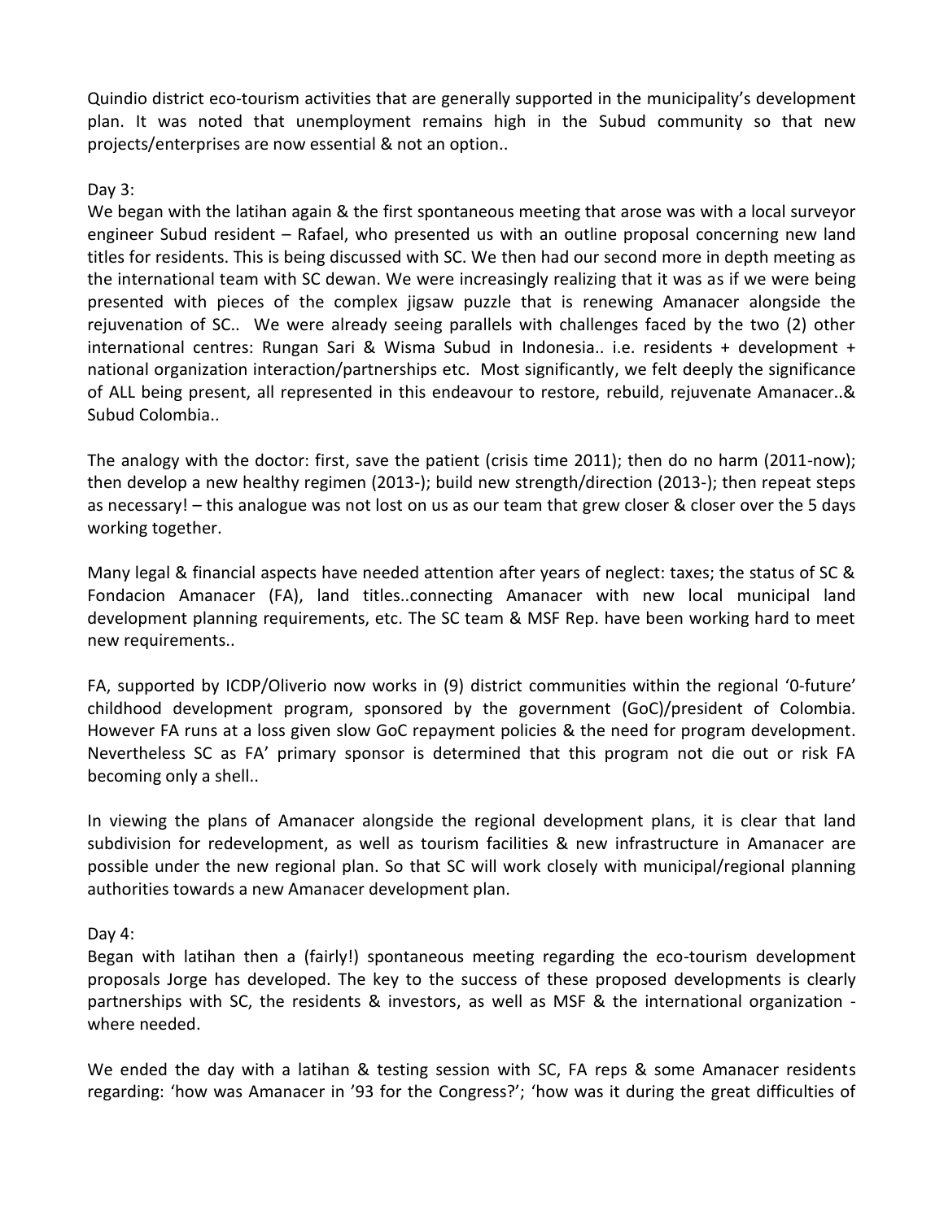Quindio district eco-tourism activities that are generally supported in the municipality's development plan. It was noted that unemployment remains high in the Subud community so that new projects/enterprises are now essential & not an option..

Day 3:
We began with the latihan again & the first spontaneous meeting that arose was with a local surveyor engineer Subud resident – Rafael, who presented us with an outline proposal concerning new land titles for residents. This is being discussed with SC. We then had our second more in depth meeting as the international team with SC dewan. We were increasingly realizing that it was as if we were being presented with pieces of the complex jigsaw puzzle that is renewing Amanacer alongside the rejuvenation of SC.. We were already seeing parallels with challenges faced by the two (2) other international centres: Rungan Sari & Wisma Subud in Indonesia.. i.e. residents + development + national organization interaction/partnerships etc. Most significantly, we felt deeply the significance of ALL being present, all represented in this endeavour to restore, rebuild, rejuvenate Amanacer..& Subud Colombia..

The analogy with the doctor: first, save the patient (crisis time 2011); then do no harm (2011-now); then develop a new healthy regimen (2013-); build new strength/direction (2013-); then repeat steps as necessary! – this analogue was not lost on us as our team that grew closer & closer over the 5 days working together.

Many legal & financial aspects have needed attention after years of neglect: taxes; the status of SC & Fondacion Amanacer (FA), land titles..connecting Amanacer with new local municipal land development planning requirements, etc. The SC team & MSF Rep. have been working hard to meet new requirements..

FA, supported by ICDP/Oliverio now works in (9) district communities within the regional '0-future' childhood development program, sponsored by the government (GoC)/president of Colombia. However FA runs at a loss given slow GoC repayment policies & the need for program development. Nevertheless SC as FA' primary sponsor is determined that this program not die out or risk FA becoming only a shell..

In viewing the plans of Amanacer alongside the regional development plans, it is clear that land subdivision for redevelopment, as well as tourism facilities & new infrastructure in Amanacer are possible under the new regional plan. So that SC will work closely with municipal/regional planning authorities towards a new Amanacer development plan.

Day 4:
Began with latihan then a (fairly!) spontaneous meeting regarding the eco-tourism development proposals Jorge has developed. The key to the success of these proposed developments is clearly partnerships with SC, the residents & investors, as well as MSF & the international organization - where needed.

We ended the day with a latihan & testing session with SC, FA reps & some Amanacer residents regarding: 'how was Amanacer in '93 for the Congress?'; 'how was it during the great difficulties of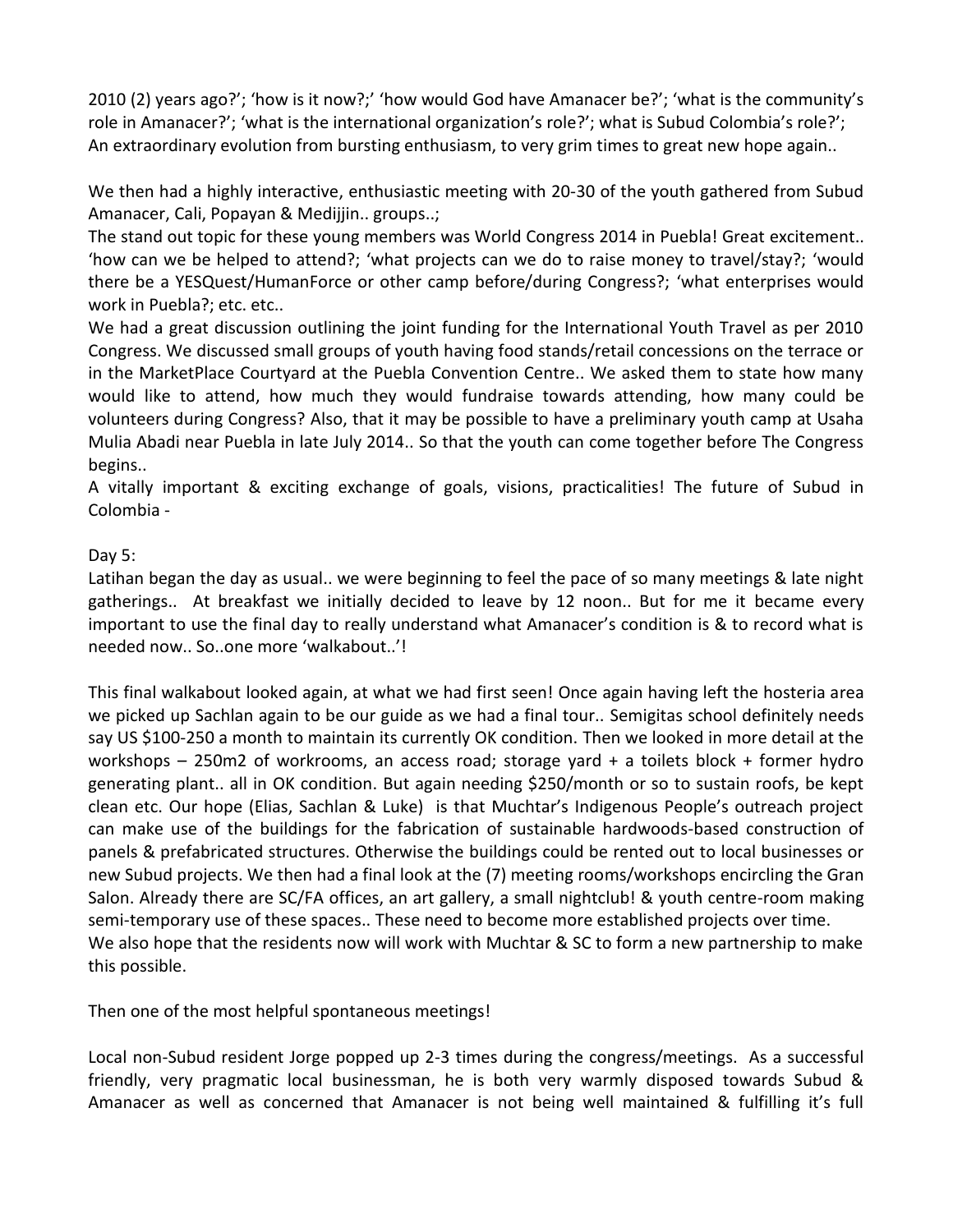2010 (2) years ago?'; 'how is it now?;' 'how would God have Amanacer be?'; 'what is the community's role in Amanacer?'; 'what is the international organization's role?'; what is Subud Colombia's role?'; An extraordinary evolution from bursting enthusiasm, to very grim times to great new hope again..

We then had a highly interactive, enthusiastic meeting with 20-30 of the youth gathered from Subud Amanacer, Cali, Popayan & Medijjin.. groups..;
The stand out topic for these young members was World Congress 2014 in Puebla! Great excitement.. 'how can we be helped to attend?; 'what projects can we do to raise money to travel/stay?; 'would there be a YESQuest/HumanForce or other camp before/during Congress?; 'what enterprises would work in Puebla?; etc. etc..
We had a great discussion outlining the joint funding for the International Youth Travel as per 2010 Congress. We discussed small groups of youth having food stands/retail concessions on the terrace or in the MarketPlace Courtyard at the Puebla Convention Centre.. We asked them to state how many would like to attend, how much they would fundraise towards attending, how many could be volunteers during Congress? Also, that it may be possible to have a preliminary youth camp at Usaha Mulia Abadi near Puebla in late July 2014.. So that the youth can come together before The Congress begins..
A vitally important & exciting exchange of goals, visions, practicalities! The future of Subud in Colombia -

Day 5:
Latihan began the day as usual.. we were beginning to feel the pace of so many meetings & late night gatherings.. At breakfast we initially decided to leave by 12 noon.. But for me it became every important to use the final day to really understand what Amanacer's condition is & to record what is needed now.. So..one more 'walkabout..'!

This final walkabout looked again, at what we had first seen! Once again having left the hosteria area we picked up Sachlan again to be our guide as we had a final tour.. Semigitas school definitely needs say US $100-250 a month to maintain its currently OK condition. Then we looked in more detail at the workshops – 250m2 of workrooms, an access road; storage yard + a toilets block + former hydro generating plant.. all in OK condition. But again needing $250/month or so to sustain roofs, be kept clean etc. Our hope (Elias, Sachlan & Luke) is that Muchtar's Indigenous People's outreach project can make use of the buildings for the fabrication of sustainable hardwoods-based construction of panels & prefabricated structures. Otherwise the buildings could be rented out to local businesses or new Subud projects. We then had a final look at the (7) meeting rooms/workshops encircling the Gran Salon. Already there are SC/FA offices, an art gallery, a small nightclub! & youth centre-room making semi-temporary use of these spaces.. These need to become more established projects over time.
We also hope that the residents now will work with Muchtar & SC to form a new partnership to make this possible.

Then one of the most helpful spontaneous meetings!

Local non-Subud resident Jorge popped up 2-3 times during the congress/meetings. As a successful friendly, very pragmatic local businessman, he is both very warmly disposed towards Subud & Amanacer as well as concerned that Amanacer is not being well maintained & fulfilling it's full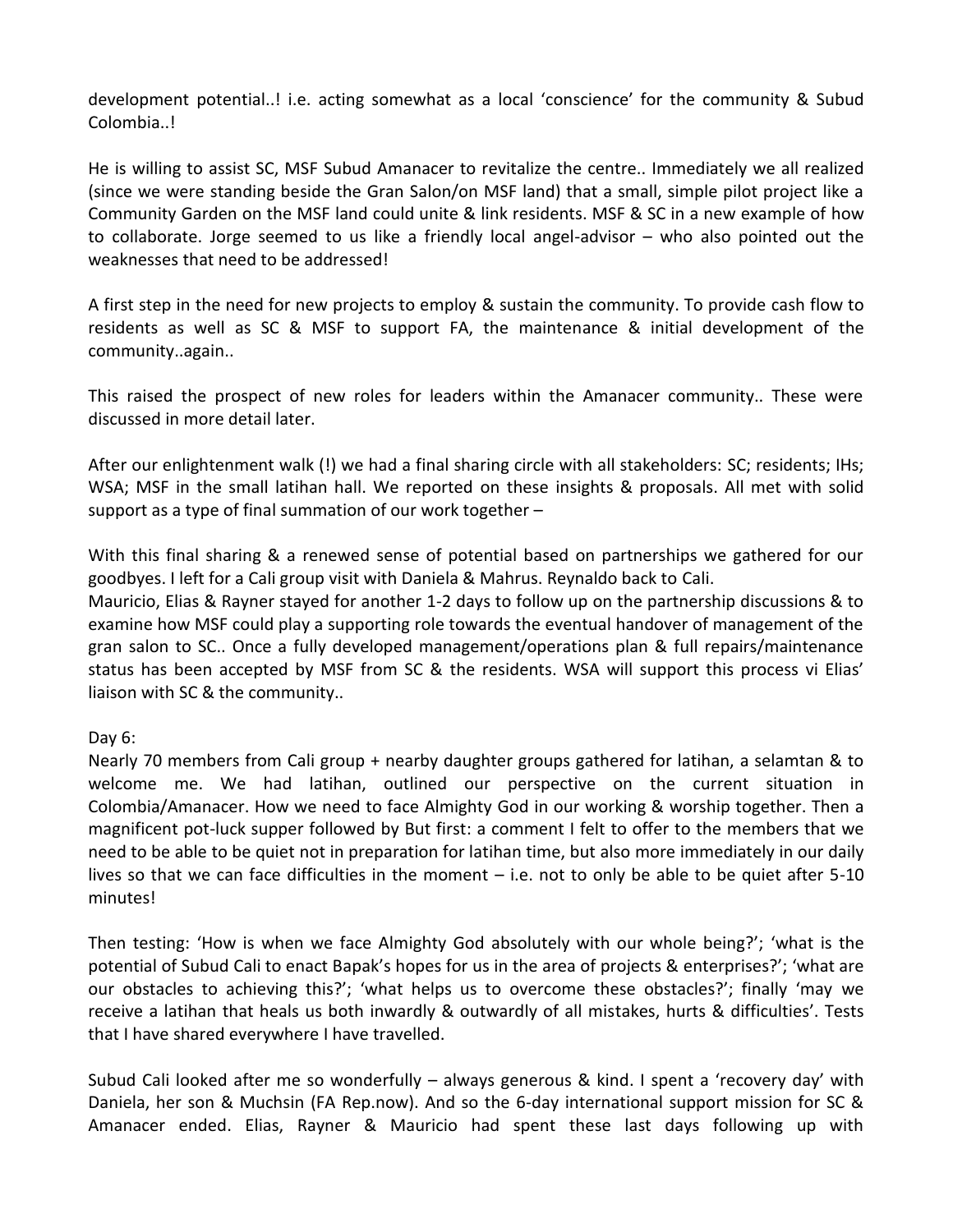development potential..! i.e. acting somewhat as a local 'conscience' for the community & Subud Colombia..!

He is willing to assist SC, MSF Subud Amanacer to revitalize the centre.. Immediately we all realized (since we were standing beside the Gran Salon/on MSF land) that a small, simple pilot project like a Community Garden on the MSF land could unite & link residents. MSF & SC in a new example of how to collaborate. Jorge seemed to us like a friendly local angel-advisor – who also pointed out the weaknesses that need to be addressed!

A first step in the need for new projects to employ & sustain the community. To provide cash flow to residents as well as SC & MSF to support FA, the maintenance & initial development of the community..again..

This raised the prospect of new roles for leaders within the Amanacer community.. These were discussed in more detail later.

After our enlightenment walk (!) we had a final sharing circle with all stakeholders: SC; residents; IHs; WSA; MSF in the small latihan hall. We reported on these insights & proposals. All met with solid support as a type of final summation of our work together –

With this final sharing & a renewed sense of potential based on partnerships we gathered for our goodbyes. I left for a Cali group visit with Daniela & Mahrus. Reynaldo back to Cali.
Mauricio, Elias & Rayner stayed for another 1-2 days to follow up on the partnership discussions & to examine how MSF could play a supporting role towards the eventual handover of management of the gran salon to SC.. Once a fully developed management/operations plan & full repairs/maintenance status has been accepted by MSF from SC & the residents. WSA will support this process vi Elias' liaison with SC & the community..

Day 6:
Nearly 70 members from Cali group + nearby daughter groups gathered for latihan, a selamtan & to welcome me. We had latihan, outlined our perspective on the current situation in Colombia/Amanacer. How we need to face Almighty God in our working & worship together. Then a magnificent pot-luck supper followed by But first: a comment I felt to offer to the members that we need to be able to be quiet not in preparation for latihan time, but also more immediately in our daily lives so that we can face difficulties in the moment – i.e. not to only be able to be quiet after 5-10 minutes!

Then testing: 'How is when we face Almighty God absolutely with our whole being?'; 'what is the potential of Subud Cali to enact Bapak's hopes for us in the area of projects & enterprises?'; 'what are our obstacles to achieving this?'; 'what helps us to overcome these obstacles?'; finally 'may we receive a latihan that heals us both inwardly & outwardly of all mistakes, hurts & difficulties'. Tests that I have shared everywhere I have travelled.

Subud Cali looked after me so wonderfully – always generous & kind. I spent a 'recovery day' with Daniela, her son & Muchsin (FA Rep.now). And so the 6-day international support mission for SC & Amanacer ended. Elias, Rayner & Mauricio had spent these last days following up with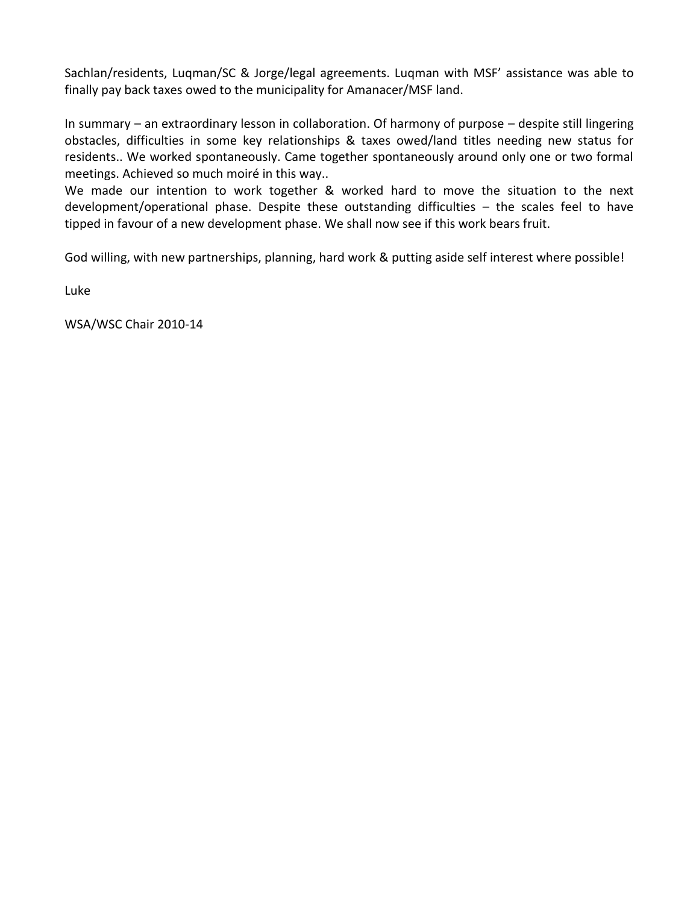Sachlan/residents, Luqman/SC & Jorge/legal agreements. Luqman with MSF' assistance was able to finally pay back taxes owed to the municipality for Amanacer/MSF land.

In summary – an extraordinary lesson in collaboration. Of harmony of purpose – despite still lingering obstacles, difficulties in some key relationships & taxes owed/land titles needing new status for residents.. We worked spontaneously. Came together spontaneously around only one or two formal meetings. Achieved so much moiré in this way..
We made our intention to work together & worked hard to move the situation to the next development/operational phase. Despite these outstanding difficulties – the scales feel to have tipped in favour of a new development phase. We shall now see if this work bears fruit.

God willing, with new partnerships, planning, hard work & putting aside self interest where possible!

Luke

WSA/WSC Chair 2010-14